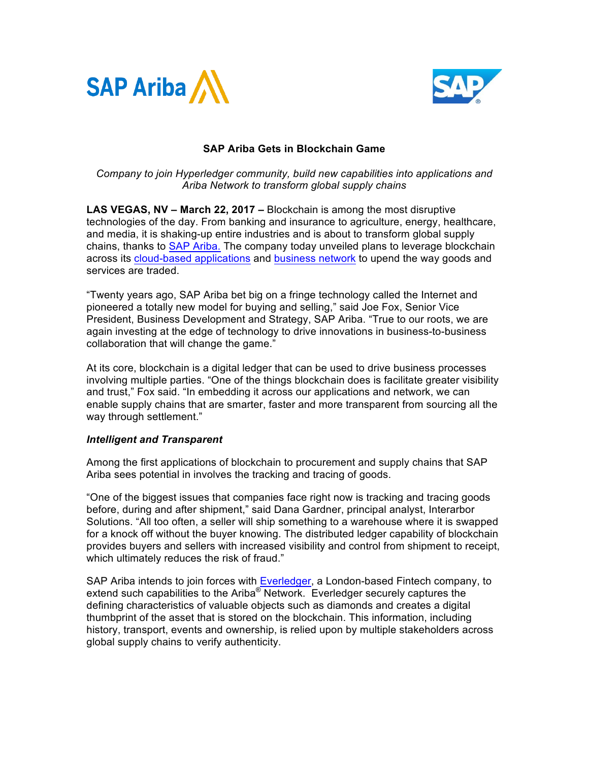# SAP Ariba Gets in Blockchain Game

*Company to join Hyperledger community, build new capabilities into applications and Ariba Network to transform global supply chains*

**LAS VEGAS, NV – March 22, 2017 –** Blockchain is among the most disruptive technologies of the day. From banking and insurance to agriculture, energy, healthcare, and media, it is shaking-up entire industries and is about to transform global supply chains, thanks to SAP Ariba. The company today unveiled plans to leverage blockchain across its cloud-based applications and business network to upend the way goods and services are traded.

"Twenty years ago, SAP Ariba bet big on a fringe technology called the Internet and pioneered a totally new model for buying and selling," said Joe Fox, Senior Vice President, Business Development and Strategy, SAP Ariba. "True to our roots, we are again investing at the edge of technology to drive innovations in business-to-business collaboration that will change the game."

At its core, blockchain is a digital ledger that can be used to drive business processes involving multiple parties. "One of the things blockchain does is facilitate greater visibility and trust," Fox said. "In embedding it across our applications and network, we can enable supply chains that are smarter, faster and more transparent from sourcing all the way through settlement."

***Intelligent and Transparent***

Among the first applications of blockchain to procurement and supply chains that SAP Ariba sees potential in involves the tracking and tracing of goods.

"One of the biggest issues that companies face right now is tracking and tracing goods before, during and after shipment," said Dana Gardner, principal analyst, Interarbor Solutions. "All too often, a seller will ship something to a warehouse where it is swapped for a knock off without the buyer knowing. The distributed ledger capability of blockchain provides buyers and sellers with increased visibility and control from shipment to receipt, which ultimately reduces the risk of fraud."

SAP Ariba intends to join forces with Everledger, a London-based Fintech company, to extend such capabilities to the Ariba® Network. Everledger securely captures the defining characteristics of valuable objects such as diamonds and creates a digital thumbprint of the asset that is stored on the blockchain. This information, including history, transport, events and ownership, is relied upon by multiple stakeholders across global supply chains to verify authenticity.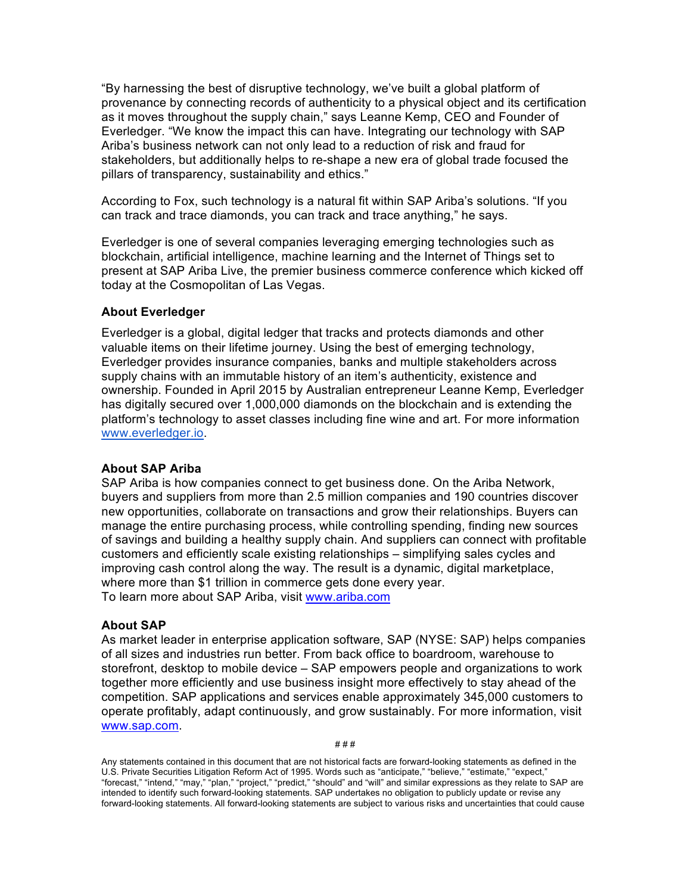"By harnessing the best of disruptive technology, we've built a global platform of provenance by connecting records of authenticity to a physical object and its certification as it moves throughout the supply chain," says Leanne Kemp, CEO and Founder of Everledger. "We know the impact this can have. Integrating our technology with SAP Ariba's business network can not only lead to a reduction of risk and fraud for stakeholders, but additionally helps to re-shape a new era of global trade focused the pillars of transparency, sustainability and ethics."

According to Fox, such technology is a natural fit within SAP Ariba's solutions. "If you can track and trace diamonds, you can track and trace anything," he says.

Everledger is one of several companies leveraging emerging technologies such as blockchain, artificial intelligence, machine learning and the Internet of Things set to present at SAP Ariba Live, the premier business commerce conference which kicked off today at the Cosmopolitan of Las Vegas.

**About Everledger**

Everledger is a global, digital ledger that tracks and protects diamonds and other valuable items on their lifetime journey. Using the best of emerging technology, Everledger provides insurance companies, banks and multiple stakeholders across supply chains with an immutable history of an item's authenticity, existence and ownership. Founded in April 2015 by Australian entrepreneur Leanne Kemp, Everledger has digitally secured over 1,000,000 diamonds on the blockchain and is extending the platform's technology to asset classes including fine wine and art. For more information www.everledger.io.

**About SAP Ariba**

SAP Ariba is how companies connect to get business done. On the Ariba Network, buyers and suppliers from more than 2.5 million companies and 190 countries discover new opportunities, collaborate on transactions and grow their relationships. Buyers can manage the entire purchasing process, while controlling spending, finding new sources of savings and building a healthy supply chain. And suppliers can connect with profitable customers and efficiently scale existing relationships – simplifying sales cycles and improving cash control along the way. The result is a dynamic, digital marketplace, where more than $1 trillion in commerce gets done every year.
To learn more about SAP Ariba, visit www.ariba.com

**About SAP**

As market leader in enterprise application software, SAP (NYSE: SAP) helps companies of all sizes and industries run better. From back office to boardroom, warehouse to storefront, desktop to mobile device – SAP empowers people and organizations to work together more efficiently and use business insight more effectively to stay ahead of the competition. SAP applications and services enable approximately 345,000 customers to operate profitably, adapt continuously, and grow sustainably. For more information, visit www.sap.com.

# # #

Any statements contained in this document that are not historical facts are forward-looking statements as defined in the U.S. Private Securities Litigation Reform Act of 1995. Words such as "anticipate," "believe," "estimate," "expect," "forecast," "intend," "may," "plan," "project," "predict," "should" and "will" and similar expressions as they relate to SAP are intended to identify such forward-looking statements. SAP undertakes no obligation to publicly update or revise any forward-looking statements. All forward-looking statements are subject to various risks and uncertainties that could cause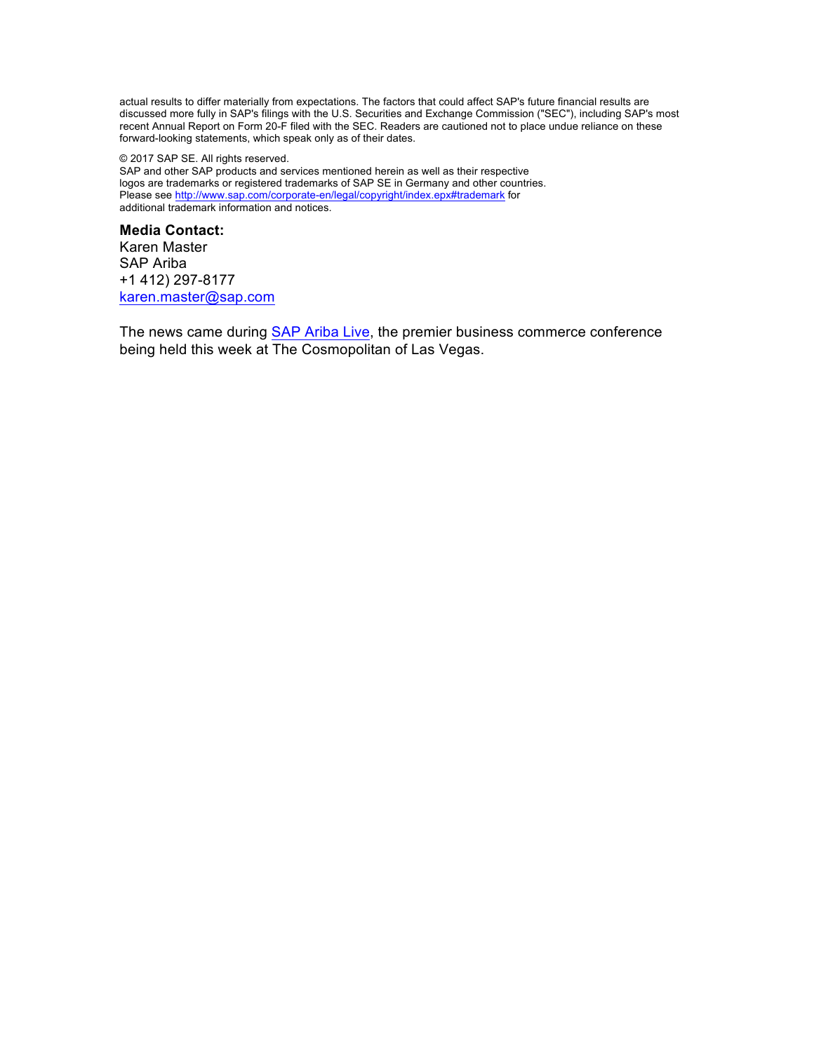actual results to differ materially from expectations. The factors that could affect SAP's future financial results are discussed more fully in SAP's filings with the U.S. Securities and Exchange Commission ("SEC"), including SAP's most recent Annual Report on Form 20-F filed with the SEC. Readers are cautioned not to place undue reliance on these forward-looking statements, which speak only as of their dates.

© 2017 SAP SE. All rights reserved.
SAP and other SAP products and services mentioned herein as well as their respective logos are trademarks or registered trademarks of SAP SE in Germany and other countries.
Please see http://www.sap.com/corporate-en/legal/copyright/index.epx#trademark for additional trademark information and notices.

**Media Contact:**
Karen Master
SAP Ariba
+1 412) 297-8177
karen.master@sap.com

The news came during SAP Ariba Live, the premier business commerce conference being held this week at The Cosmopolitan of Las Vegas.